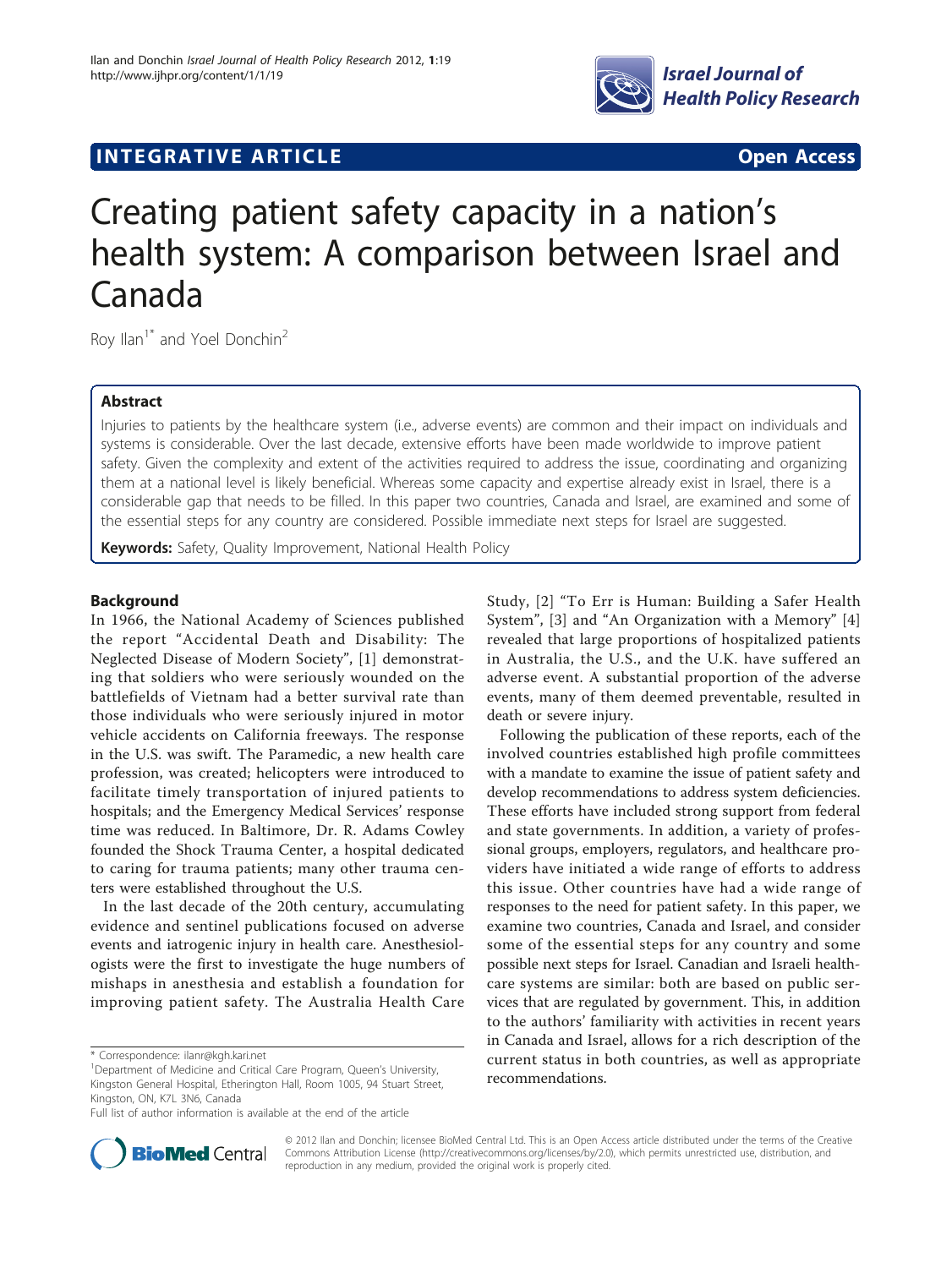INTEGRATIVE ARTICLE Open Access

# Creating patient safety capacity in a nation's health system: A comparison between Israel and Canada

Roy Ilan[1*] and Yoel Donchin[2]

## Abstract

Injuries to patients by the healthcare system (i.e., adverse events) are common and their impact on individuals and systems is considerable. Over the last decade, extensive efforts have been made worldwide to improve patient safety. Given the complexity and extent of the activities required to address the issue, coordinating and organizing them at a national level is likely beneficial. Whereas some capacity and expertise already exist in Israel, there is a considerable gap that needs to be filled. In this paper two countries, Canada and Israel, are examined and some of the essential steps for any country are considered. Possible immediate next steps for Israel are suggested.

**Keywords:** Safety, Quality Improvement, National Health Policy

## Background

In 1966, the National Academy of Sciences published the report "Accidental Death and Disability: The Neglected Disease of Modern Society", [1] demonstrating that soldiers who were seriously wounded on the battlefields of Vietnam had a better survival rate than those individuals who were seriously injured in motor vehicle accidents on California freeways. The response in the U.S. was swift. The Paramedic, a new health care profession, was created; helicopters were introduced to facilitate timely transportation of injured patients to hospitals; and the Emergency Medical Services' response time was reduced. In Baltimore, Dr. R. Adams Cowley founded the Shock Trauma Center, a hospital dedicated to caring for trauma patients; many other trauma centers were established throughout the U.S.

In the last decade of the 20th century, accumulating evidence and sentinel publications focused on adverse events and iatrogenic injury in health care. Anesthesiologists were the first to investigate the huge numbers of mishaps in anesthesia and establish a foundation for improving patient safety. The Australia Health Care Study, [2] "To Err is Human: Building a Safer Health System", [3] and "An Organization with a Memory" [4] revealed that large proportions of hospitalized patients in Australia, the U.S., and the U.K. have suffered an adverse event. A substantial proportion of the adverse events, many of them deemed preventable, resulted in death or severe injury.

Following the publication of these reports, each of the involved countries established high profile committees with a mandate to examine the issue of patient safety and develop recommendations to address system deficiencies. These efforts have included strong support from federal and state governments. In addition, a variety of professional groups, employers, regulators, and healthcare providers have initiated a wide range of efforts to address this issue. Other countries have had a wide range of responses to the need for patient safety. In this paper, we examine two countries, Canada and Israel, and consider some of the essential steps for any country and some possible next steps for Israel. Canadian and Israeli healthcare systems are similar: both are based on public services that are regulated by government. This, in addition to the authors' familiarity with activities in recent years in Canada and Israel, allows for a rich description of the current status in both countries, as well as appropriate recommendations.

\* Correspondence: ilanr@kgh.kari.net

[1]Department of Medicine and Critical Care Program, Queen's University, Kingston General Hospital, Etherington Hall, Room 1005, 94 Stuart Street, Kingston, ON, K7L 3N6, Canada

Full list of author information is available at the end of the article

© 2012 Ilan and Donchin; licensee BioMed Central Ltd. This is an Open Access article distributed under the terms of the Creative Commons Attribution License (http://creativecommons.org/licenses/by/2.0), which permits unrestricted use, distribution, and reproduction in any medium, provided the original work is properly cited.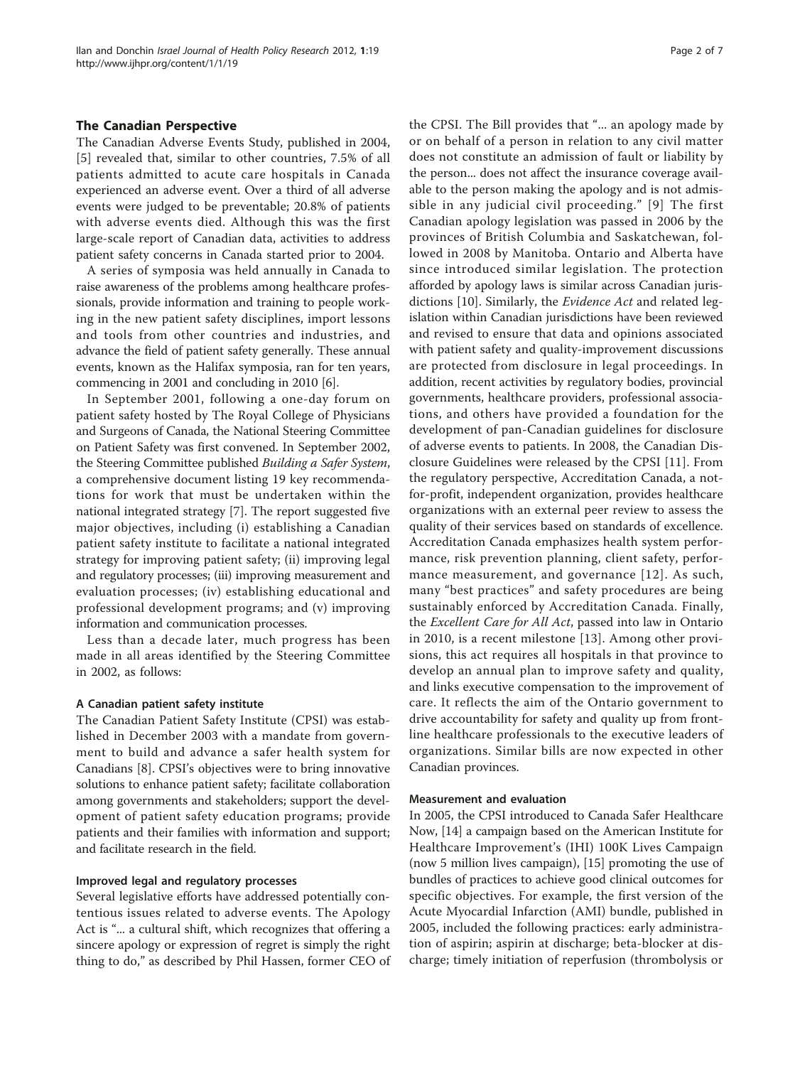## The Canadian Perspective

The Canadian Adverse Events Study, published in 2004, [5] revealed that, similar to other countries, 7.5% of all patients admitted to acute care hospitals in Canada experienced an adverse event. Over a third of all adverse events were judged to be preventable; 20.8% of patients with adverse events died. Although this was the first large-scale report of Canadian data, activities to address patient safety concerns in Canada started prior to 2004.

A series of symposia was held annually in Canada to raise awareness of the problems among healthcare professionals, provide information and training to people working in the new patient safety disciplines, import lessons and tools from other countries and industries, and advance the field of patient safety generally. These annual events, known as the Halifax symposia, ran for ten years, commencing in 2001 and concluding in 2010 [6].

In September 2001, following a one-day forum on patient safety hosted by The Royal College of Physicians and Surgeons of Canada, the National Steering Committee on Patient Safety was first convened. In September 2002, the Steering Committee published *Building a Safer System*, a comprehensive document listing 19 key recommendations for work that must be undertaken within the national integrated strategy [7]. The report suggested five major objectives, including (i) establishing a Canadian patient safety institute to facilitate a national integrated strategy for improving patient safety; (ii) improving legal and regulatory processes; (iii) improving measurement and evaluation processes; (iv) establishing educational and professional development programs; and (v) improving information and communication processes.

Less than a decade later, much progress has been made in all areas identified by the Steering Committee in 2002, as follows:

### A Canadian patient safety institute

The Canadian Patient Safety Institute (CPSI) was established in December 2003 with a mandate from government to build and advance a safer health system for Canadians [8]. CPSI's objectives were to bring innovative solutions to enhance patient safety; facilitate collaboration among governments and stakeholders; support the development of patient safety education programs; provide patients and their families with information and support; and facilitate research in the field.

### Improved legal and regulatory processes

Several legislative efforts have addressed potentially contentious issues related to adverse events. The Apology Act is "... a cultural shift, which recognizes that offering a sincere apology or expression of regret is simply the right thing to do," as described by Phil Hassen, former CEO of the CPSI. The Bill provides that "... an apology made by or on behalf of a person in relation to any civil matter does not constitute an admission of fault or liability by the person... does not affect the insurance coverage available to the person making the apology and is not admissible in any judicial civil proceeding." [9] The first Canadian apology legislation was passed in 2006 by the provinces of British Columbia and Saskatchewan, followed in 2008 by Manitoba. Ontario and Alberta have since introduced similar legislation. The protection afforded by apology laws is similar across Canadian jurisdictions [10]. Similarly, the *Evidence Act* and related legislation within Canadian jurisdictions have been reviewed and revised to ensure that data and opinions associated with patient safety and quality-improvement discussions are protected from disclosure in legal proceedings. In addition, recent activities by regulatory bodies, provincial governments, healthcare providers, professional associations, and others have provided a foundation for the development of pan-Canadian guidelines for disclosure of adverse events to patients. In 2008, the Canadian Disclosure Guidelines were released by the CPSI [11]. From the regulatory perspective, Accreditation Canada, a not-for-profit, independent organization, provides healthcare organizations with an external peer review to assess the quality of their services based on standards of excellence. Accreditation Canada emphasizes health system performance, risk prevention planning, client safety, performance measurement, and governance [12]. As such, many "best practices" and safety procedures are being sustainably enforced by Accreditation Canada. Finally, the *Excellent Care for All Act*, passed into law in Ontario in 2010, is a recent milestone [13]. Among other provisions, this act requires all hospitals in that province to develop an annual plan to improve safety and quality, and links executive compensation to the improvement of care. It reflects the aim of the Ontario government to drive accountability for safety and quality up from front-line healthcare professionals to the executive leaders of organizations. Similar bills are now expected in other Canadian provinces.

### Measurement and evaluation

In 2005, the CPSI introduced to Canada Safer Healthcare Now, [14] a campaign based on the American Institute for Healthcare Improvement's (IHI) 100K Lives Campaign (now 5 million lives campaign), [15] promoting the use of bundles of practices to achieve good clinical outcomes for specific objectives. For example, the first version of the Acute Myocardial Infarction (AMI) bundle, published in 2005, included the following practices: early administration of aspirin; aspirin at discharge; beta-blocker at discharge; timely initiation of reperfusion (thrombolysis or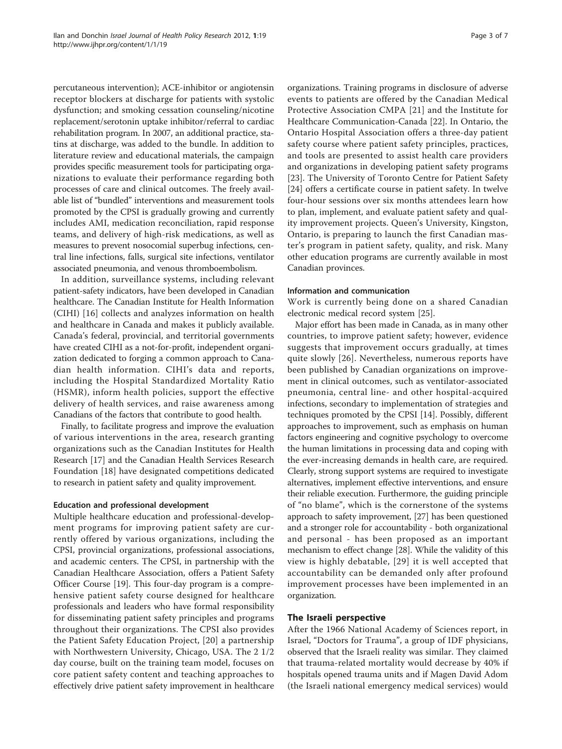percutaneous intervention); ACE-inhibitor or angiotensin receptor blockers at discharge for patients with systolic dysfunction; and smoking cessation counseling/nicotine replacement/serotonin uptake inhibitor/referral to cardiac rehabilitation program. In 2007, an additional practice, statins at discharge, was added to the bundle. In addition to literature review and educational materials, the campaign provides specific measurement tools for participating organizations to evaluate their performance regarding both processes of care and clinical outcomes. The freely available list of "bundled" interventions and measurement tools promoted by the CPSI is gradually growing and currently includes AMI, medication reconciliation, rapid response teams, and delivery of high-risk medications, as well as measures to prevent nosocomial superbug infections, central line infections, falls, surgical site infections, ventilator associated pneumonia, and venous thromboembolism.

In addition, surveillance systems, including relevant patient-safety indicators, have been developed in Canadian healthcare. The Canadian Institute for Health Information (CIHI) [16] collects and analyzes information on health and healthcare in Canada and makes it publicly available. Canada's federal, provincial, and territorial governments have created CIHI as a not-for-profit, independent organization dedicated to forging a common approach to Canadian health information. CIHI's data and reports, including the Hospital Standardized Mortality Ratio (HSMR), inform health policies, support the effective delivery of health services, and raise awareness among Canadians of the factors that contribute to good health.

Finally, to facilitate progress and improve the evaluation of various interventions in the area, research granting organizations such as the Canadian Institutes for Health Research [17] and the Canadian Health Services Research Foundation [18] have designated competitions dedicated to research in patient safety and quality improvement.

### Education and professional development

Multiple healthcare education and professional-development programs for improving patient safety are currently offered by various organizations, including the CPSI, provincial organizations, professional associations, and academic centers. The CPSI, in partnership with the Canadian Healthcare Association, offers a Patient Safety Officer Course [19]. This four-day program is a comprehensive patient safety course designed for healthcare professionals and leaders who have formal responsibility for disseminating patient safety principles and programs throughout their organizations. The CPSI also provides the Patient Safety Education Project, [20] a partnership with Northwestern University, Chicago, USA. The 2 1/2 day course, built on the training team model, focuses on core patient safety content and teaching approaches to effectively drive patient safety improvement in healthcare organizations. Training programs in disclosure of adverse events to patients are offered by the Canadian Medical Protective Association CMPA [21] and the Institute for Healthcare Communication-Canada [22]. In Ontario, the Ontario Hospital Association offers a three-day patient safety course where patient safety principles, practices, and tools are presented to assist health care providers and organizations in developing patient safety programs [23]. The University of Toronto Centre for Patient Safety [24] offers a certificate course in patient safety. In twelve four-hour sessions over six months attendees learn how to plan, implement, and evaluate patient safety and quality improvement projects. Queen's University, Kingston, Ontario, is preparing to launch the first Canadian master's program in patient safety, quality, and risk. Many other education programs are currently available in most Canadian provinces.

### Information and communication

Work is currently being done on a shared Canadian electronic medical record system [25].

Major effort has been made in Canada, as in many other countries, to improve patient safety; however, evidence suggests that improvement occurs gradually, at times quite slowly [26]. Nevertheless, numerous reports have been published by Canadian organizations on improvement in clinical outcomes, such as ventilator-associated pneumonia, central line- and other hospital-acquired infections, secondary to implementation of strategies and techniques promoted by the CPSI [14]. Possibly, different approaches to improvement, such as emphasis on human factors engineering and cognitive psychology to overcome the human limitations in processing data and coping with the ever-increasing demands in health care, are required. Clearly, strong support systems are required to investigate alternatives, implement effective interventions, and ensure their reliable execution. Furthermore, the guiding principle of "no blame", which is the cornerstone of the systems approach to safety improvement, [27] has been questioned and a stronger role for accountability - both organizational and personal - has been proposed as an important mechanism to effect change [28]. While the validity of this view is highly debatable, [29] it is well accepted that accountability can be demanded only after profound improvement processes have been implemented in an organization.

## The Israeli perspective

After the 1966 National Academy of Sciences report, in Israel, "Doctors for Trauma", a group of IDF physicians, observed that the Israeli reality was similar. They claimed that trauma-related mortality would decrease by 40% if hospitals opened trauma units and if Magen David Adom (the Israeli national emergency medical services) would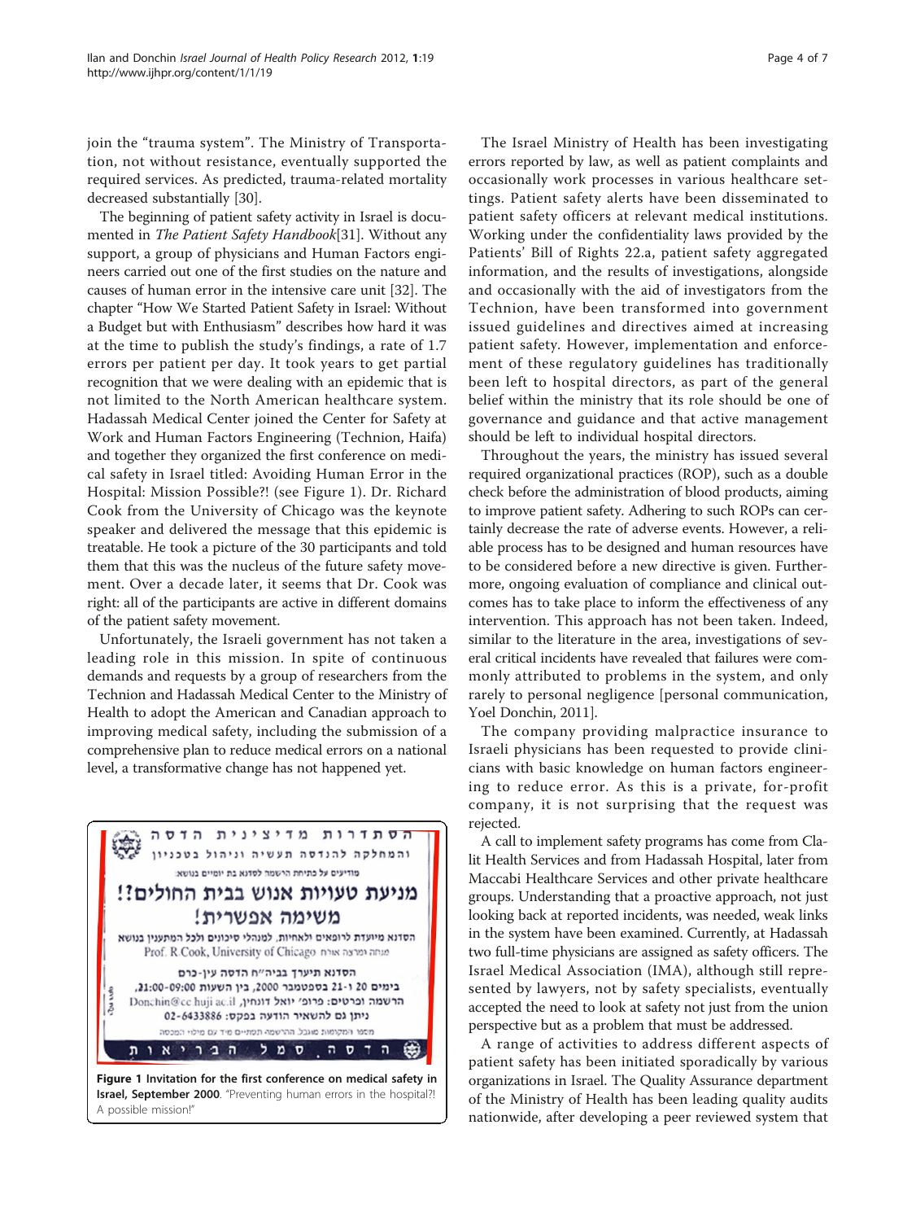join the "trauma system". The Ministry of Transportation, not without resistance, eventually supported the required services. As predicted, trauma-related mortality decreased substantially [30].

The beginning of patient safety activity in Israel is documented in *The Patient Safety Handbook*[31]. Without any support, a group of physicians and Human Factors engineers carried out one of the first studies on the nature and causes of human error in the intensive care unit [32]. The chapter "How We Started Patient Safety in Israel: Without a Budget but with Enthusiasm" describes how hard it was at the time to publish the study's findings, a rate of 1.7 errors per patient per day. It took years to get partial recognition that we were dealing with an epidemic that is not limited to the North American healthcare system. Hadassah Medical Center joined the Center for Safety at Work and Human Factors Engineering (Technion, Haifa) and together they organized the first conference on medical safety in Israel titled: Avoiding Human Error in the Hospital: Mission Possible?! (see Figure 1). Dr. Richard Cook from the University of Chicago was the keynote speaker and delivered the message that this epidemic is treatable. He took a picture of the 30 participants and told them that this was the nucleus of the future safety movement. Over a decade later, it seems that Dr. Cook was right: all of the participants are active in different domains of the patient safety movement.

Unfortunately, the Israeli government has not taken a leading role in this mission. In spite of continuous demands and requests by a group of researchers from the Technion and Hadassah Medical Center to the Ministry of Health to adopt the American and Canadian approach to improving medical safety, including the submission of a comprehensive plan to reduce medical errors on a national level, a transformative change has not happened yet.

**Figure 1 Invitation for the first conference on medical safety in Israel, September 2000**. "Preventing human errors in the hospital?! A possible mission!"

The Israel Ministry of Health has been investigating errors reported by law, as well as patient complaints and occasionally work processes in various healthcare settings. Patient safety alerts have been disseminated to patient safety officers at relevant medical institutions. Working under the confidentiality laws provided by the Patients' Bill of Rights 22.a, patient safety aggregated information, and the results of investigations, alongside and occasionally with the aid of investigators from the Technion, have been transformed into government issued guidelines and directives aimed at increasing patient safety. However, implementation and enforcement of these regulatory guidelines has traditionally been left to hospital directors, as part of the general belief within the ministry that its role should be one of governance and guidance and that active management should be left to individual hospital directors.

Throughout the years, the ministry has issued several required organizational practices (ROP), such as a double check before the administration of blood products, aiming to improve patient safety. Adhering to such ROPs can certainly decrease the rate of adverse events. However, a reliable process has to be designed and human resources have to be considered before a new directive is given. Furthermore, ongoing evaluation of compliance and clinical outcomes has to take place to inform the effectiveness of any intervention. This approach has not been taken. Indeed, similar to the literature in the area, investigations of several critical incidents have revealed that failures were commonly attributed to problems in the system, and only rarely to personal negligence [personal communication, Yoel Donchin, 2011].

The company providing malpractice insurance to Israeli physicians has been requested to provide clinicians with basic knowledge on human factors engineering to reduce error. As this is a private, for-profit company, it is not surprising that the request was rejected.

A call to implement safety programs has come from Clalit Health Services and from Hadassah Hospital, later from Maccabi Healthcare Services and other private healthcare groups. Understanding that a proactive approach, not just looking back at reported incidents, was needed, weak links in the system have been examined. Currently, at Hadassah two full-time physicians are assigned as safety officers. The Israel Medical Association (IMA), although still represented by lawyers, not by safety specialists, eventually accepted the need to look at safety not just from the union perspective but as a problem that must be addressed.

A range of activities to address different aspects of patient safety has been initiated sporadically by various organizations in Israel. The Quality Assurance department of the Ministry of Health has been leading quality audits nationwide, after developing a peer reviewed system that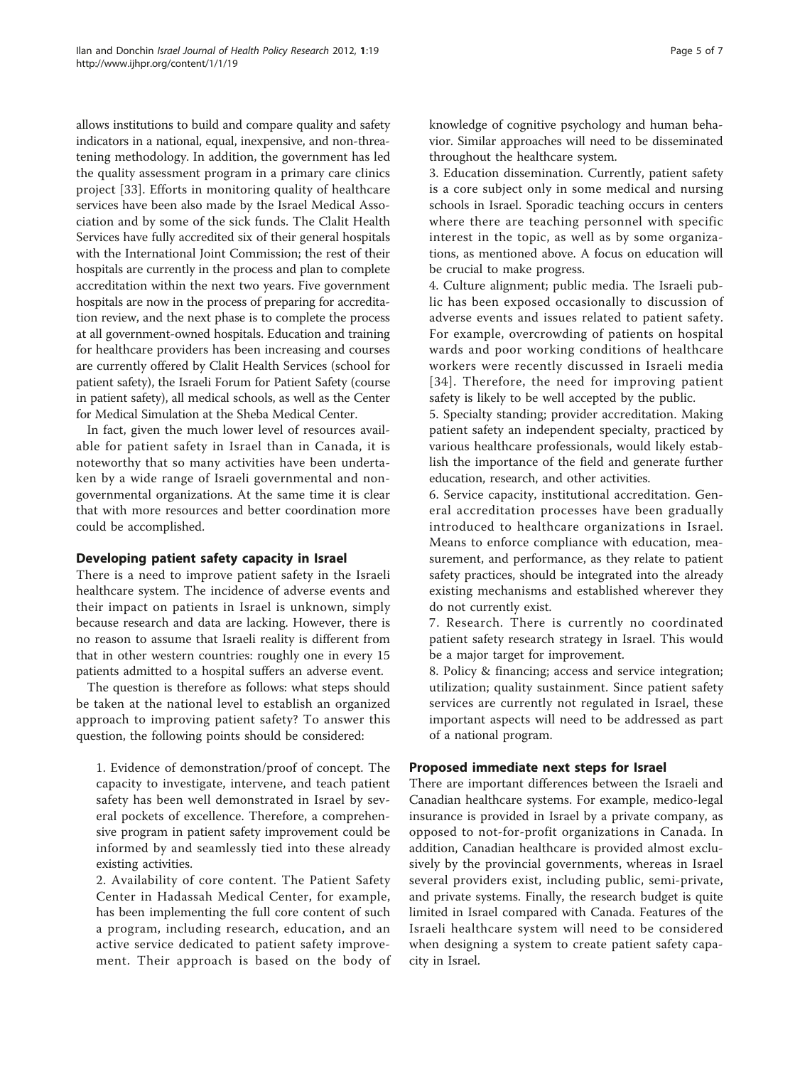allows institutions to build and compare quality and safety indicators in a national, equal, inexpensive, and non-threatening methodology. In addition, the government has led the quality assessment program in a primary care clinics project [33]. Efforts in monitoring quality of healthcare services have been also made by the Israel Medical Association and by some of the sick funds. The Clalit Health Services have fully accredited six of their general hospitals with the International Joint Commission; the rest of their hospitals are currently in the process and plan to complete accreditation within the next two years. Five government hospitals are now in the process of preparing for accreditation review, and the next phase is to complete the process at all government-owned hospitals. Education and training for healthcare providers has been increasing and courses are currently offered by Clalit Health Services (school for patient safety), the Israeli Forum for Patient Safety (course in patient safety), all medical schools, as well as the Center for Medical Simulation at the Sheba Medical Center.

In fact, given the much lower level of resources available for patient safety in Israel than in Canada, it is noteworthy that so many activities have been undertaken by a wide range of Israeli governmental and non-governmental organizations. At the same time it is clear that with more resources and better coordination more could be accomplished.

## Developing patient safety capacity in Israel

There is a need to improve patient safety in the Israeli healthcare system. The incidence of adverse events and their impact on patients in Israel is unknown, simply because research and data are lacking. However, there is no reason to assume that Israeli reality is different from that in other western countries: roughly one in every 15 patients admitted to a hospital suffers an adverse event.

The question is therefore as follows: what steps should be taken at the national level to establish an organized approach to improving patient safety? To answer this question, the following points should be considered:

1. Evidence of demonstration/proof of concept. The capacity to investigate, intervene, and teach patient safety has been well demonstrated in Israel by several pockets of excellence. Therefore, a comprehensive program in patient safety improvement could be informed by and seamlessly tied into these already existing activities.
2. Availability of core content. The Patient Safety Center in Hadassah Medical Center, for example, has been implementing the full core content of such a program, including research, education, and an active service dedicated to patient safety improvement. Their approach is based on the body of knowledge of cognitive psychology and human behavior. Similar approaches will need to be disseminated throughout the healthcare system.
3. Education dissemination. Currently, patient safety is a core subject only in some medical and nursing schools in Israel. Sporadic teaching occurs in centers where there are teaching personnel with specific interest in the topic, as well as by some organizations, as mentioned above. A focus on education will be crucial to make progress.
4. Culture alignment; public media. The Israeli public has been exposed occasionally to discussion of adverse events and issues related to patient safety. For example, overcrowding of patients on hospital wards and poor working conditions of healthcare workers were recently discussed in Israeli media [34]. Therefore, the need for improving patient safety is likely to be well accepted by the public.
5. Specialty standing; provider accreditation. Making patient safety an independent specialty, practiced by various healthcare professionals, would likely establish the importance of the field and generate further education, research, and other activities.
6. Service capacity, institutional accreditation. General accreditation processes have been gradually introduced to healthcare organizations in Israel. Means to enforce compliance with education, measurement, and performance, as they relate to patient safety practices, should be integrated into the already existing mechanisms and established wherever they do not currently exist.
7. Research. There is currently no coordinated patient safety research strategy in Israel. This would be a major target for improvement.
8. Policy & financing; access and service integration; utilization; quality sustainment. Since patient safety services are currently not regulated in Israel, these important aspects will need to be addressed as part of a national program.

## Proposed immediate next steps for Israel

There are important differences between the Israeli and Canadian healthcare systems. For example, medico-legal insurance is provided in Israel by a private company, as opposed to not-for-profit organizations in Canada. In addition, Canadian healthcare is provided almost exclusively by the provincial governments, whereas in Israel several providers exist, including public, semi-private, and private systems. Finally, the research budget is quite limited in Israel compared with Canada. Features of the Israeli healthcare system will need to be considered when designing a system to create patient safety capacity in Israel.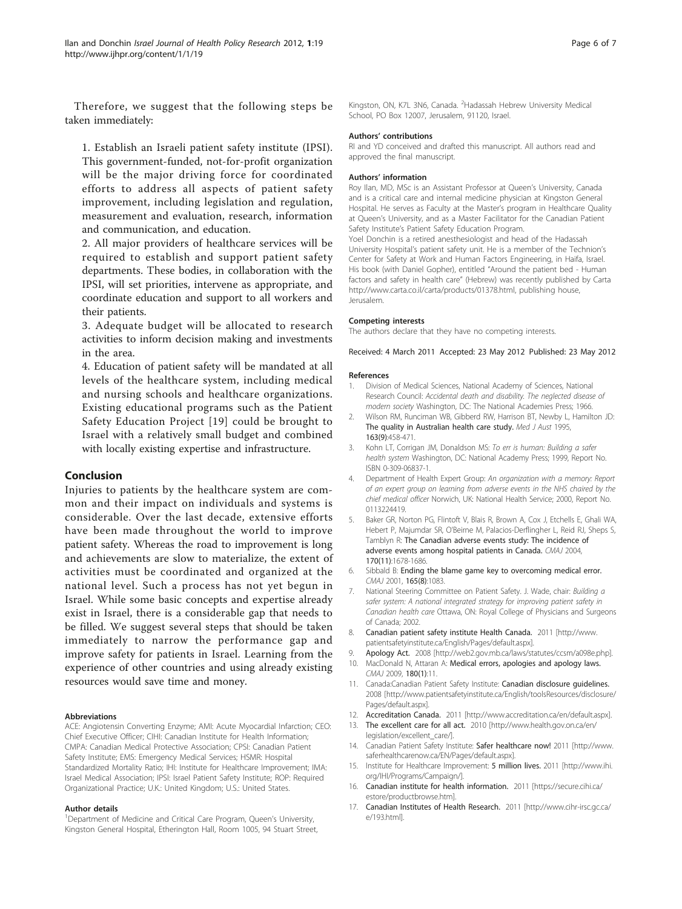Therefore, we suggest that the following steps be taken immediately:

1. Establish an Israeli patient safety institute (IPSI). This government-funded, not-for-profit organization will be the major driving force for coordinated efforts to address all aspects of patient safety improvement, including legislation and regulation, measurement and evaluation, research, information and communication, and education.
2. All major providers of healthcare services will be required to establish and support patient safety departments. These bodies, in collaboration with the IPSI, will set priorities, intervene as appropriate, and coordinate education and support to all workers and their patients.
3. Adequate budget will be allocated to research activities to inform decision making and investments in the area.
4. Education of patient safety will be mandated at all levels of the healthcare system, including medical and nursing schools and healthcare organizations. Existing educational programs such as the Patient Safety Education Project [19] could be brought to Israel with a relatively small budget and combined with locally existing expertise and infrastructure.

## Conclusion

Injuries to patients by the healthcare system are common and their impact on individuals and systems is considerable. Over the last decade, extensive efforts have been made throughout the world to improve patient safety. Whereas the road to improvement is long and achievements are slow to materialize, the extent of activities must be coordinated and organized at the national level. Such a process has not yet begun in Israel. While some basic concepts and expertise already exist in Israel, there is a considerable gap that needs to be filled. We suggest several steps that should be taken immediately to narrow the performance gap and improve safety for patients in Israel. Learning from the experience of other countries and using already existing resources would save time and money.

#### Abbreviations

ACE: Angiotensin Converting Enzyme; AMI: Acute Myocardial Infarction; CEO: Chief Executive Officer; CIHI: Canadian Institute for Health Information; CMPA: Canadian Medical Protective Association; CPSI: Canadian Patient Safety Institute; EMS: Emergency Medical Services; HSMR: Hospital Standardized Mortality Ratio; IHI: Institute for Healthcare Improvement; IMA: Israel Medical Association; IPSI: Israel Patient Safety Institute; ROP: Required Organizational Practice; U.K.: United Kingdom; U.S.: United States.

#### Author details

[1]Department of Medicine and Critical Care Program, Queen's University, Kingston General Hospital, Etherington Hall, Room 1005, 94 Stuart Street, Kingston, ON, K7L 3N6, Canada. [2]Hadassah Hebrew University Medical School, PO Box 12007, Jerusalem, 91120, Israel.

#### Authors' contributions

RI and YD conceived and drafted this manuscript. All authors read and approved the final manuscript.

#### Authors' information

Roy Ilan, MD, MSc is an Assistant Professor at Queen's University, Canada and is a critical care and internal medicine physician at Kingston General Hospital. He serves as Faculty at the Master's program in Healthcare Quality at Queen's University, and as a Master Facilitator for the Canadian Patient Safety Institute's Patient Safety Education Program.
Yoel Donchin is a retired anesthesiologist and head of the Hadassah University Hospital's patient safety unit. He is a member of the Technion's Center for Safety at Work and Human Factors Engineering, in Haifa, Israel. His book (with Daniel Gopher), entitled "Around the patient bed - Human factors and safety in health care" (Hebrew) was recently published by Carta http://www.carta.co.il/carta/products/01378.html, publishing house, Jerusalem.

#### Competing interests

The authors declare that they have no competing interests.

Received: 4 March 2011 Accepted: 23 May 2012 Published: 23 May 2012

#### References

1. Division of Medical Sciences, National Academy of Sciences, National Research Council: *Accidental death and disability. The neglected disease of modern society* Washington, DC: The National Academies Press; 1966.
2. Wilson RM, Runciman WB, Gibberd RW, Harrison BT, Newby L, Hamilton JD: **The quality in Australian health care study.** *Med J Aust* 1995, **163(9)**:458-471.
3. Kohn LT, Corrigan JM, Donaldson MS: *To err is human: Building a safer health system* Washington, DC: National Academy Press; 1999, Report No. ISBN 0-309-06837-1.
4. Department of Health Expert Group: *An organization with a memory: Report of an expert group on learning from adverse events in the NHS chaired by the chief medical officer* Norwich, UK: National Health Service; 2000, Report No. 0113224419.
5. Baker GR, Norton PG, Flintoft V, Blais R, Brown A, Cox J, Etchells E, Ghali WA, Hebert P, Majumdar SR, O'Beirne M, Palacios-Derflingher L, Reid RJ, Sheps S, Tamblyn R: **The Canadian adverse events study: The incidence of adverse events among hospital patients in Canada.** *CMAJ* 2004, **170(11)**:1678-1686.
6. Sibbald B: **Ending the blame game key to overcoming medical error.** *CMAJ* 2001, **165(8)**:1083.
7. National Steering Committee on Patient Safety. J. Wade, chair: *Building a safer system: A national integrated strategy for improving patient safety in Canadian health care* Ottawa, ON: Royal College of Physicians and Surgeons of Canada; 2002.
8. **Canadian patient safety institute Health Canada.** 2011 [http://www.patientsafetyinstitute.ca/English/Pages/default.aspx].
9. **Apology Act.** 2008 [http://web2.gov.mb.ca/laws/statutes/ccsm/a098e.php].
10. MacDonald N, Attaran A: **Medical errors, apologies and apology laws.** *CMAJ* 2009, **180(1)**:11.
11. Canada:Canadian Patient Safety Institute: **Canadian disclosure guidelines.** 2008 [http://www.patientsafetyinstitute.ca/English/toolsResources/disclosure/Pages/default.aspx].
12. **Accreditation Canada.** 2011 [http://www.accreditation.ca/en/default.aspx].
13. **The excellent care for all act.** 2010 [http://www.health.gov.on.ca/en/legislation/excellent_care/].
14. Canadian Patient Safety Institute: **Safer healthcare now!** 2011 [http://www.saferhealthcarenow.ca/EN/Pages/default.aspx].
15. Institute for Healthcare Improvement: **5 million lives.** 2011 [http://www.ihi.org/IHI/Programs/Campaign/].
16. **Canadian institute for health information.** 2011 [https://secure.cihi.ca/estore/productbrowse.htm].
17. **Canadian Institutes of Health Research.** 2011 [http://www.cihr-irsc.gc.ca/e/193.html].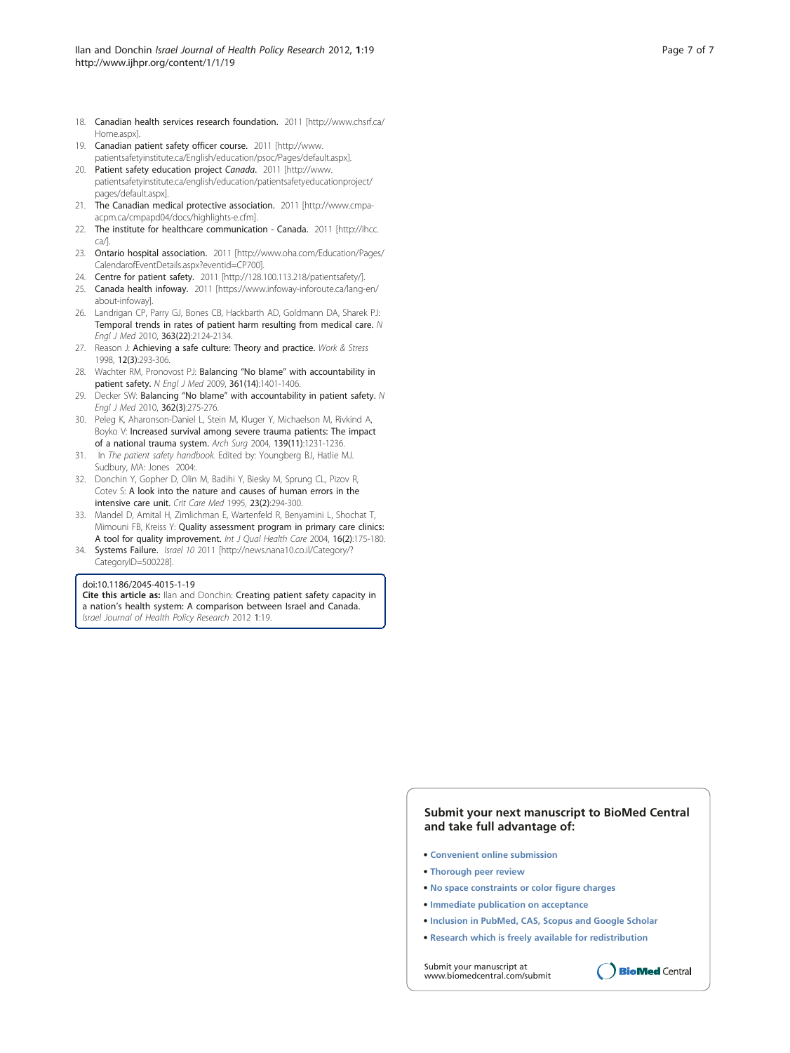18. **Canadian health services research foundation.** 2011 [http://www.chsrf.ca/Home.aspx].
19. **Canadian patient safety officer course.** 2011 [http://www.patientsafetyinstitute.ca/English/education/psoc/Pages/default.aspx].
20. **Patient safety education project** ***Canada*****.** 2011 [http://www.patientsafetyinstitute.ca/english/education/patientsafetyeducationproject/pages/default.aspx].
21. **The Canadian medical protective association.** 2011 [http://www.cmpa-acpm.ca/cmpapd04/docs/highlights-e.cfm].
22. **The institute for healthcare communication - Canada.** 2011 [http://ihcc.ca/].
23. **Ontario hospital association.** 2011 [http://www.oha.com/Education/Pages/CalendarofEventDetails.aspx?eventid=CP700].
24. **Centre for patient safety.** 2011 [http://128.100.113.218/patientsafety/].
25. **Canada health infoway.** 2011 [https://www.infoway-inforoute.ca/lang-en/about-infoway].
26. Landrigan CP, Parry GJ, Bones CB, Hackbarth AD, Goldmann DA, Sharek PJ: **Temporal trends in rates of patient harm resulting from medical care.** *N Engl J Med* 2010, **363(22)**:2124-2134.
27. Reason J: **Achieving a safe culture: Theory and practice.** *Work & Stress* 1998, **12(3)**:293-306.
28. Wachter RM, Pronovost PJ: **Balancing "No blame" with accountability in patient safety.** *N Engl J Med* 2009, **361(14)**:1401-1406.
29. Decker SW: **Balancing "No blame" with accountability in patient safety.** *N Engl J Med* 2010, **362(3)**:275-276.
30. Peleg K, Aharonson-Daniel L, Stein M, Kluger Y, Michaelson M, Rivkind A, Boyko V: **Increased survival among severe trauma patients: The impact of a national trauma system.** *Arch Surg* 2004, **139(11)**:1231-1236.
31. In *The patient safety handbook.* Edited by: Youngberg BJ, Hatlie MJ. Sudbury, MA: Jones 2004:.
32. Donchin Y, Gopher D, Olin M, Badihi Y, Biesky M, Sprung CL, Pizov R, Cotev S: **A look into the nature and causes of human errors in the intensive care unit.** *Crit Care Med* 1995, **23(2)**:294-300.
33. Mandel D, Amital H, Zimlichman E, Wartenfeld R, Benyamini L, Shochat T, Mimouni FB, Kreiss Y: **Quality assessment program in primary care clinics: A tool for quality improvement.** *Int J Qual Health Care* 2004, **16(2)**:175-180.
34. **Systems Failure.** *Israel 10* 2011 [http://news.nana10.co.il/Category/?CategoryID=500228].

doi:10.1186/2045-4015-1-19
**Cite this article as:** Ilan and Donchin: **Creating patient safety capacity in a nation's health system: A comparison between Israel and Canada.** *Israel Journal of Health Policy Research* 2012 **1**:19.

**Submit your next manuscript to BioMed Central and take full advantage of:**

- **Convenient online submission**
- **Thorough peer review**
- **No space constraints or color figure charges**
- **Immediate publication on acceptance**
- **Inclusion in PubMed, CAS, Scopus and Google Scholar**
- **Research which is freely available for redistribution**

Submit your manuscript at
www.biomedcentral.com/submit

BioMed Central